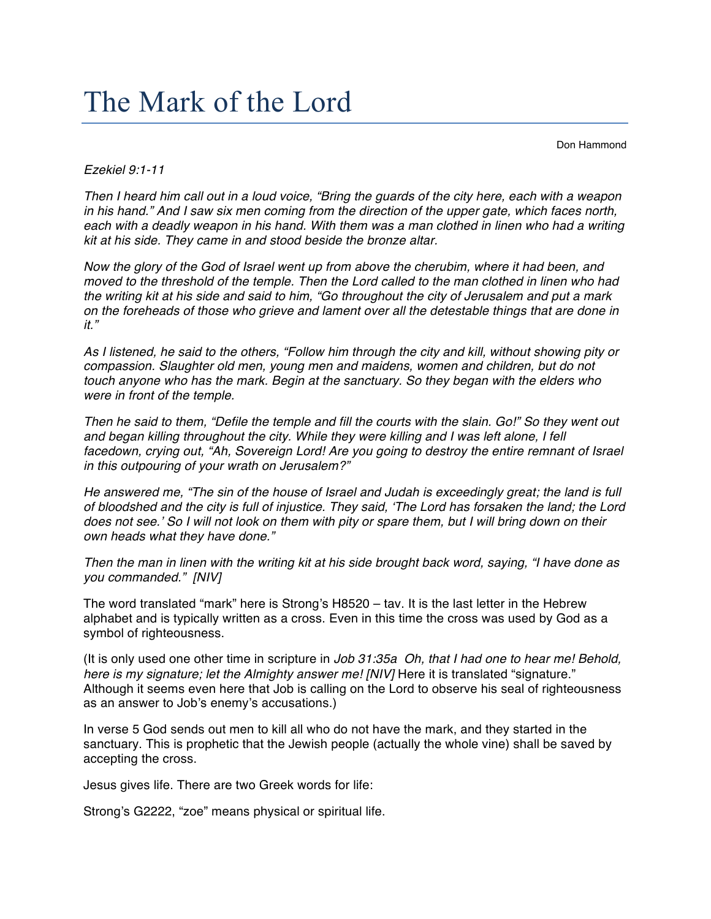# The Mark of the Lord

Don Hammond

*Ezekiel 9:1-11*

*Then I heard him call out in a loud voice, "Bring the guards of the city here, each with a weapon in his hand." And I saw six men coming from the direction of the upper gate, which faces north, each with a deadly weapon in his hand. With them was a man clothed in linen who had a writing kit at his side. They came in and stood beside the bronze altar.*

*Now the glory of the God of Israel went up from above the cherubim, where it had been, and moved to the threshold of the temple. Then the Lord called to the man clothed in linen who had the writing kit at his side and said to him, "Go throughout the city of Jerusalem and put a mark on the foreheads of those who grieve and lament over all the detestable things that are done in it."*

*As I listened, he said to the others, "Follow him through the city and kill, without showing pity or compassion. Slaughter old men, young men and maidens, women and children, but do not touch anyone who has the mark. Begin at the sanctuary. So they began with the elders who were in front of the temple.*

*Then he said to them, "Defile the temple and fill the courts with the slain. Go!" So they went out and began killing throughout the city. While they were killing and I was left alone, I fell facedown, crying out, "Ah, Sovereign Lord! Are you going to destroy the entire remnant of Israel in this outpouring of your wrath on Jerusalem?"*

*He answered me, "The sin of the house of Israel and Judah is exceedingly great; the land is full of bloodshed and the city is full of injustice. They said, 'The Lord has forsaken the land; the Lord does not see.' So I will not look on them with pity or spare them, but I will bring down on their own heads what they have done."*

*Then the man in linen with the writing kit at his side brought back word, saying, "I have done as you commanded." [NIV]*

The word translated "mark" here is Strong's H8520 – tav. It is the last letter in the Hebrew alphabet and is typically written as a cross. Even in this time the cross was used by God as a symbol of righteousness.

(It is only used one other time in scripture in *Job 31:35a Oh, that I had one to hear me! Behold, here is my signature; let the Almighty answer me! [NIV]* Here it is translated "signature." Although it seems even here that Job is calling on the Lord to observe his seal of righteousness as an answer to Job's enemy's accusations.)

In verse 5 God sends out men to kill all who do not have the mark, and they started in the sanctuary. This is prophetic that the Jewish people (actually the whole vine) shall be saved by accepting the cross.

Jesus gives life. There are two Greek words for life:

Strong's G2222, "zoe" means physical or spiritual life.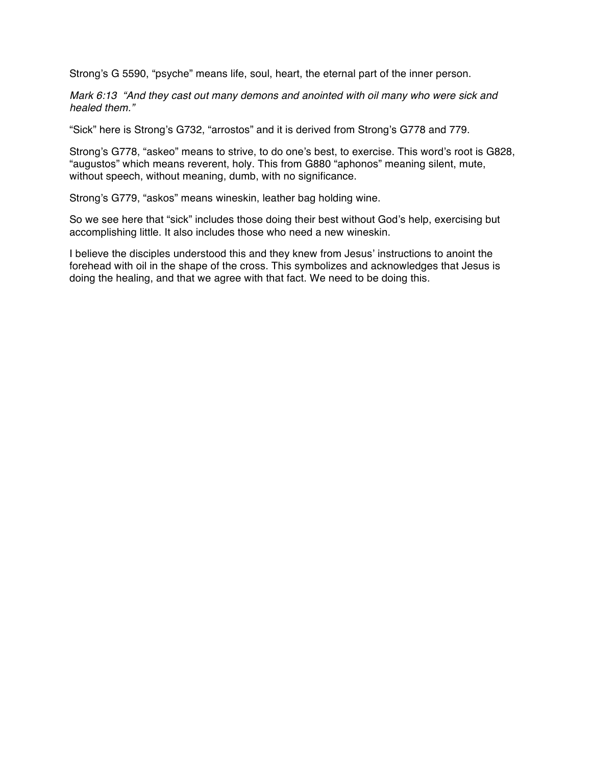Strong's G 5590, "psyche" means life, soul, heart, the eternal part of the inner person.

*Mark 6:13  "And they cast out many demons and anointed with oil many who were sick and healed them."*

"Sick" here is Strong's G732, "arrostos" and it is derived from Strong's G778 and 779.

Strong's G778, "askeo" means to strive, to do one's best, to exercise. This word's root is G828, "augustos" which means reverent, holy. This from G880 "aphonos" meaning silent, mute, without speech, without meaning, dumb, with no significance.

Strong's G779, "askos" means wineskin, leather bag holding wine.

So we see here that "sick" includes those doing their best without God's help, exercising but accomplishing little. It also includes those who need a new wineskin.

I believe the disciples understood this and they knew from Jesus' instructions to anoint the forehead with oil in the shape of the cross. This symbolizes and acknowledges that Jesus is doing the healing, and that we agree with that fact. We need to be doing this.